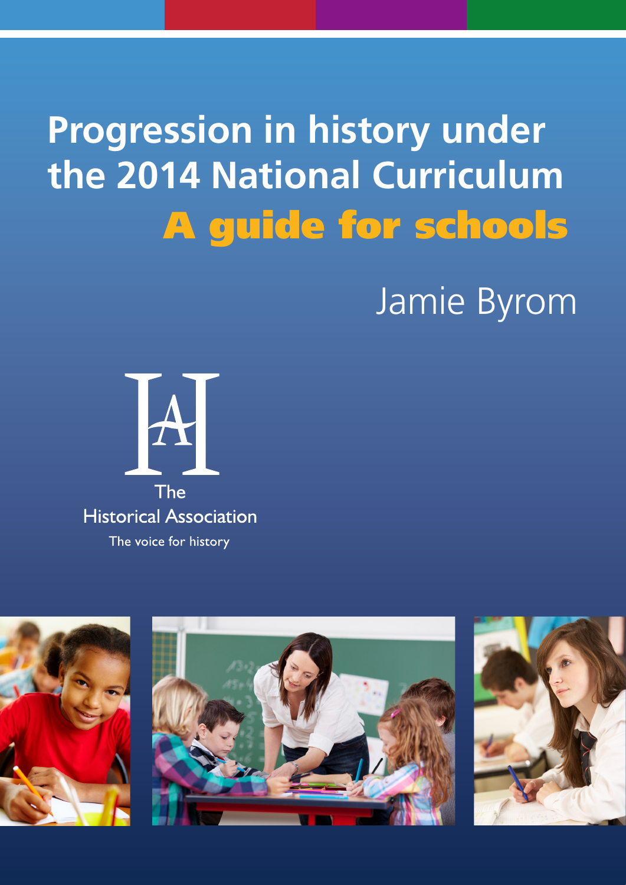# Progression in history under the 2014 National Curriculum

## A guide for schools

Jamie Byrom

The Historical Association

The voice for history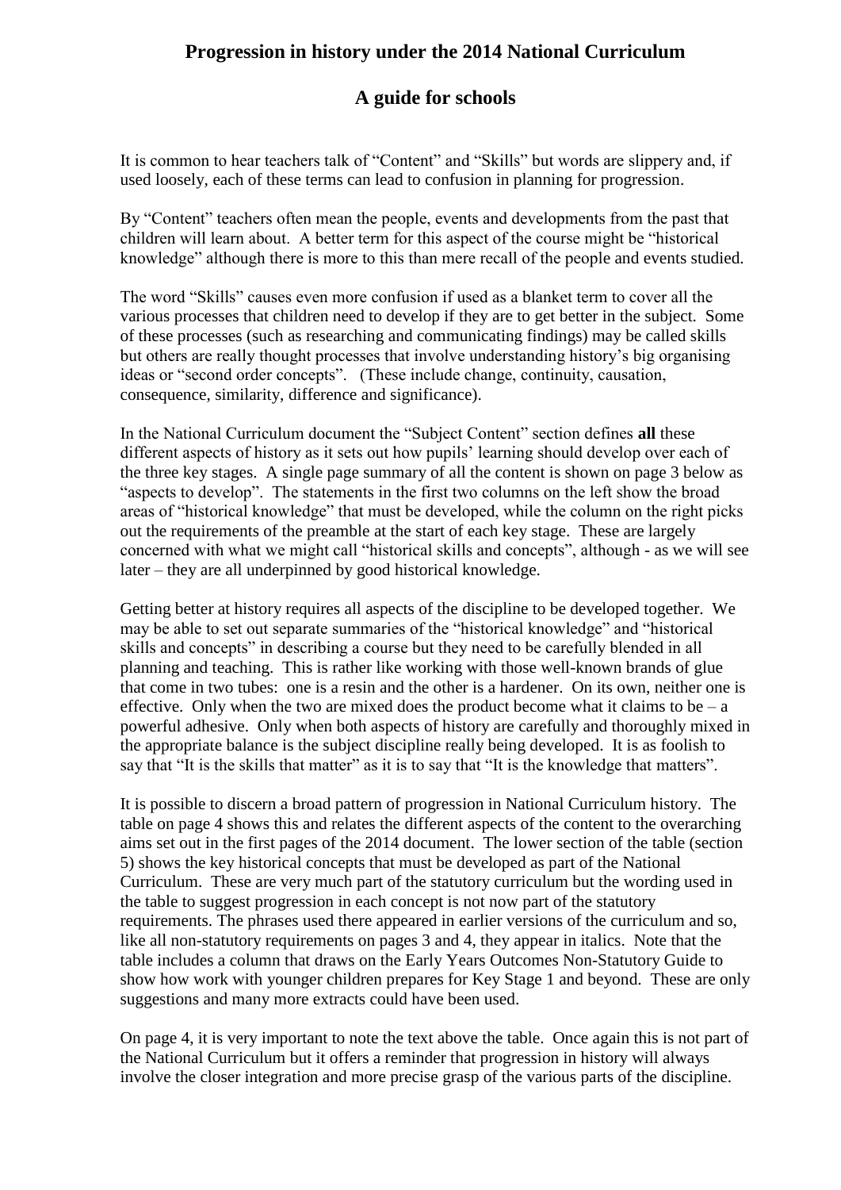# Progression in history under the 2014 National Curriculum

## A guide for schools

It is common to hear teachers talk of "Content" and "Skills" but words are slippery and, if used loosely, each of these terms can lead to confusion in planning for progression.

By "Content" teachers often mean the people, events and developments from the past that children will learn about. A better term for this aspect of the course might be "historical knowledge" although there is more to this than mere recall of the people and events studied.

The word "Skills" causes even more confusion if used as a blanket term to cover all the various processes that children need to develop if they are to get better in the subject. Some of these processes (such as researching and communicating findings) may be called skills but others are really thought processes that involve understanding history's big organising ideas or "second order concepts". (These include change, continuity, causation, consequence, similarity, difference and significance).

In the National Curriculum document the "Subject Content" section defines **all** these different aspects of history as it sets out how pupils' learning should develop over each of the three key stages. A single page summary of all the content is shown on page 3 below as "aspects to develop". The statements in the first two columns on the left show the broad areas of "historical knowledge" that must be developed, while the column on the right picks out the requirements of the preamble at the start of each key stage. These are largely concerned with what we might call "historical skills and concepts", although - as we will see later – they are all underpinned by good historical knowledge.

Getting better at history requires all aspects of the discipline to be developed together. We may be able to set out separate summaries of the "historical knowledge" and "historical skills and concepts" in describing a course but they need to be carefully blended in all planning and teaching. This is rather like working with those well-known brands of glue that come in two tubes: one is a resin and the other is a hardener. On its own, neither one is effective. Only when the two are mixed does the product become what it claims to be – a powerful adhesive. Only when both aspects of history are carefully and thoroughly mixed in the appropriate balance is the subject discipline really being developed. It is as foolish to say that "It is the skills that matter" as it is to say that "It is the knowledge that matters".

It is possible to discern a broad pattern of progression in National Curriculum history. The table on page 4 shows this and relates the different aspects of the content to the overarching aims set out in the first pages of the 2014 document. The lower section of the table (section 5) shows the key historical concepts that must be developed as part of the National Curriculum. These are very much part of the statutory curriculum but the wording used in the table to suggest progression in each concept is not now part of the statutory requirements. The phrases used there appeared in earlier versions of the curriculum and so, like all non-statutory requirements on pages 3 and 4, they appear in italics. Note that the table includes a column that draws on the Early Years Outcomes Non-Statutory Guide to show how work with younger children prepares for Key Stage 1 and beyond. These are only suggestions and many more extracts could have been used.

On page 4, it is very important to note the text above the table. Once again this is not part of the National Curriculum but it offers a reminder that progression in history will always involve the closer integration and more precise grasp of the various parts of the discipline.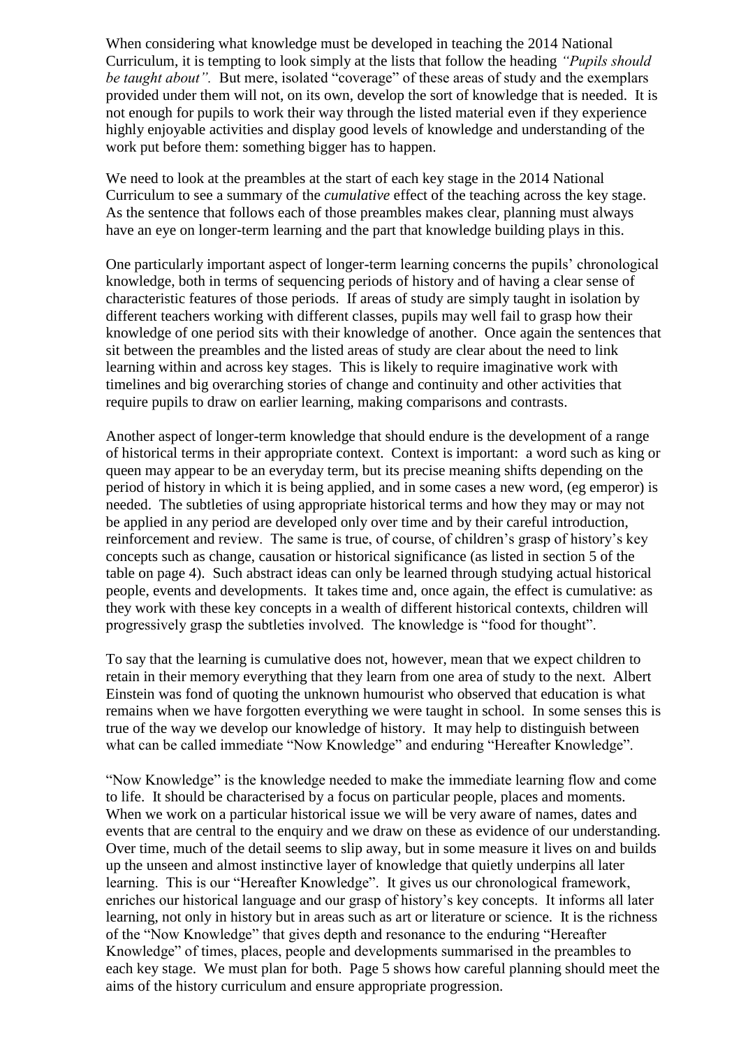When considering what knowledge must be developed in teaching the 2014 National Curriculum, it is tempting to look simply at the lists that follow the heading *"Pupils should be taught about".* But mere, isolated "coverage" of these areas of study and the exemplars provided under them will not, on its own, develop the sort of knowledge that is needed. It is not enough for pupils to work their way through the listed material even if they experience highly enjoyable activities and display good levels of knowledge and understanding of the work put before them: something bigger has to happen.

We need to look at the preambles at the start of each key stage in the 2014 National Curriculum to see a summary of the *cumulative* effect of the teaching across the key stage. As the sentence that follows each of those preambles makes clear, planning must always have an eye on longer-term learning and the part that knowledge building plays in this.

One particularly important aspect of longer-term learning concerns the pupils' chronological knowledge, both in terms of sequencing periods of history and of having a clear sense of characteristic features of those periods. If areas of study are simply taught in isolation by different teachers working with different classes, pupils may well fail to grasp how their knowledge of one period sits with their knowledge of another. Once again the sentences that sit between the preambles and the listed areas of study are clear about the need to link learning within and across key stages. This is likely to require imaginative work with timelines and big overarching stories of change and continuity and other activities that require pupils to draw on earlier learning, making comparisons and contrasts.

Another aspect of longer-term knowledge that should endure is the development of a range of historical terms in their appropriate context. Context is important: a word such as king or queen may appear to be an everyday term, but its precise meaning shifts depending on the period of history in which it is being applied, and in some cases a new word, (eg emperor) is needed. The subtleties of using appropriate historical terms and how they may or may not be applied in any period are developed only over time and by their careful introduction, reinforcement and review. The same is true, of course, of children's grasp of history's key concepts such as change, causation or historical significance (as listed in section 5 of the table on page 4). Such abstract ideas can only be learned through studying actual historical people, events and developments. It takes time and, once again, the effect is cumulative: as they work with these key concepts in a wealth of different historical contexts, children will progressively grasp the subtleties involved. The knowledge is "food for thought".

To say that the learning is cumulative does not, however, mean that we expect children to retain in their memory everything that they learn from one area of study to the next. Albert Einstein was fond of quoting the unknown humourist who observed that education is what remains when we have forgotten everything we were taught in school. In some senses this is true of the way we develop our knowledge of history. It may help to distinguish between what can be called immediate "Now Knowledge" and enduring "Hereafter Knowledge".

"Now Knowledge" is the knowledge needed to make the immediate learning flow and come to life. It should be characterised by a focus on particular people, places and moments. When we work on a particular historical issue we will be very aware of names, dates and events that are central to the enquiry and we draw on these as evidence of our understanding. Over time, much of the detail seems to slip away, but in some measure it lives on and builds up the unseen and almost instinctive layer of knowledge that quietly underpins all later learning. This is our "Hereafter Knowledge". It gives us our chronological framework, enriches our historical language and our grasp of history's key concepts. It informs all later learning, not only in history but in areas such as art or literature or science. It is the richness of the "Now Knowledge" that gives depth and resonance to the enduring "Hereafter Knowledge" of times, places, people and developments summarised in the preambles to each key stage. We must plan for both. Page 5 shows how careful planning should meet the aims of the history curriculum and ensure appropriate progression.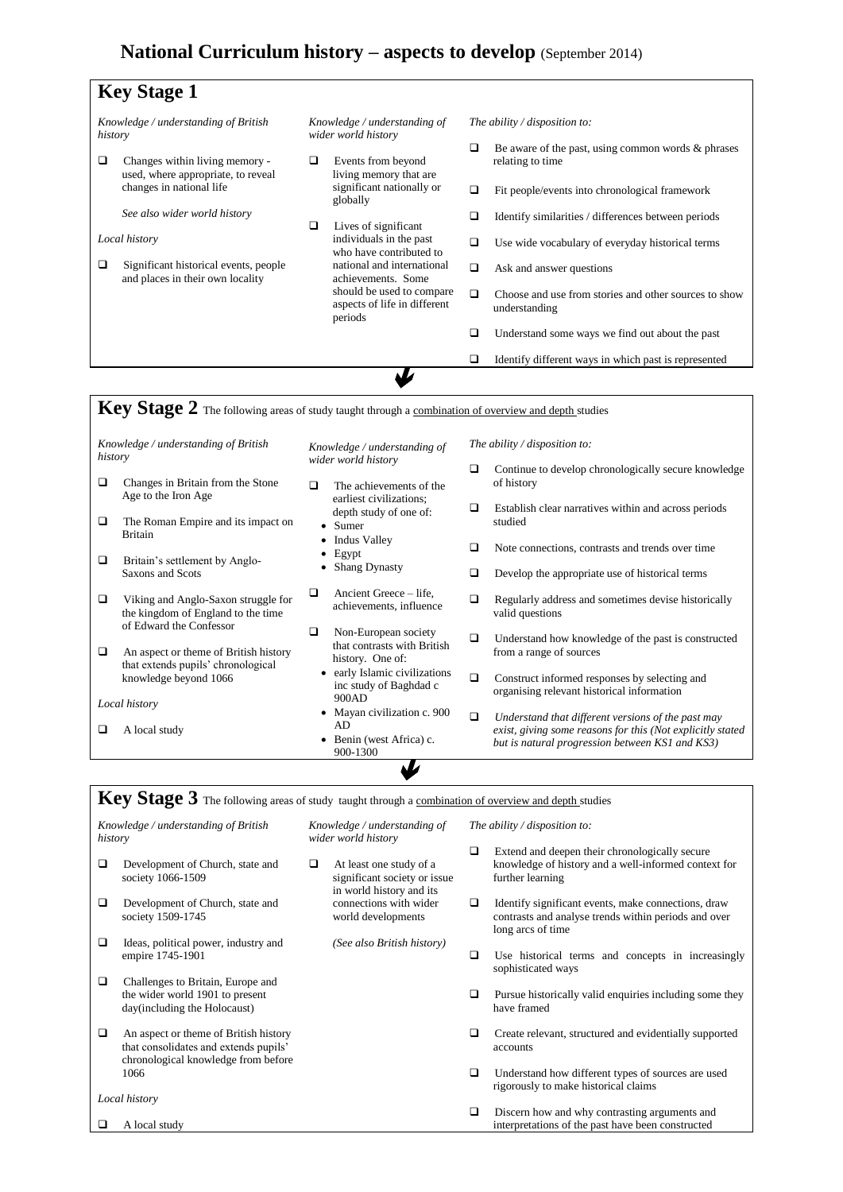# National Curriculum history – aspects to develop (September 2014)

## Key Stage 1

*Knowledge / understanding of British history*

- ❑ Changes within living memory - used, where appropriate, to reveal changes in national life

  *See also wider world history*

*Local history*

- ❑ Significant historical events, people and places in their own locality

*Knowledge / understanding of wider world history*

- ❑ Events from beyond living memory that are significant nationally or globally
- ❑ Lives of significant individuals in the past who have contributed to national and international achievements. Some should be used to compare aspects of life in different periods

*The ability / disposition to:*

- ❑ Be aware of the past, using common words & phrases relating to time
- ❑ Fit people/events into chronological framework
- ❑ Identify similarities / differences between periods
- ❑ Use wide vocabulary of everyday historical terms
- ❑ Ask and answer questions
- ❑ Choose and use from stories and other sources to show understanding
- ❑ Understand some ways we find out about the past
- ❑ Identify different ways in which past is represented

## Key Stage 2 The following areas of study taught through a combination of overview and depth studies

*Knowledge / understanding of British history*

- ❑ Changes in Britain from the Stone Age to the Iron Age
- ❑ The Roman Empire and its impact on Britain
- ❑ Britain's settlement by Anglo-Saxons and Scots
- ❑ Viking and Anglo-Saxon struggle for the kingdom of England to the time of Edward the Confessor
- ❑ An aspect or theme of British history that extends pupils' chronological knowledge beyond 1066

*Local history*

- ❑ A local study

*Knowledge / understanding of wider world history*

- ❑ The achievements of the earliest civilizations; depth study of one of:
  - Sumer
  - Indus Valley
  - Egypt
  - Shang Dynasty
- ❑ Ancient Greece – life, achievements, influence
- ❑ Non-European society that contrasts with British history. One of:
  - early Islamic civilizations inc study of Baghdad c 900AD
  - Mayan civilization c. 900 AD
  - Benin (west Africa) c. 900-1300

*The ability / disposition to:*

- ❑ Continue to develop chronologically secure knowledge of history
- ❑ Establish clear narratives within and across periods studied
- ❑ Note connections, contrasts and trends over time
- ❑ Develop the appropriate use of historical terms
- ❑ Regularly address and sometimes devise historically valid questions
- ❑ Understand how knowledge of the past is constructed from a range of sources
- ❑ Construct informed responses by selecting and organising relevant historical information
- ❑ *Understand that different versions of the past may exist, giving some reasons for this (Not explicitly stated but is natural progression between KS1 and KS3)*

## Key Stage 3 The following areas of study taught through a combination of overview and depth studies

*Knowledge / understanding of British history*

- ❑ Development of Church, state and society 1066-1509
- ❑ Development of Church, state and society 1509-1745
- ❑ Ideas, political power, industry and empire 1745-1901
- ❑ Challenges to Britain, Europe and the wider world 1901 to present day(including the Holocaust)
- ❑ An aspect or theme of British history that consolidates and extends pupils' chronological knowledge from before 1066

*Local history*

- ❑ A local study

*Knowledge / understanding of wider world history*

- ❑ At least one study of a significant society or issue in world history and its connections with wider world developments

  *(See also British history)*

*The ability / disposition to:*

- ❑ Extend and deepen their chronologically secure knowledge of history and a well-informed context for further learning
- ❑ Identify significant events, make connections, draw contrasts and analyse trends within periods and over long arcs of time
- ❑ Use historical terms and concepts in increasingly sophisticated ways
- ❑ Pursue historically valid enquiries including some they have framed
- ❑ Create relevant, structured and evidentially supported accounts
- ❑ Understand how different types of sources are used rigorously to make historical claims
- ❑ Discern how and why contrasting arguments and interpretations of the past have been constructed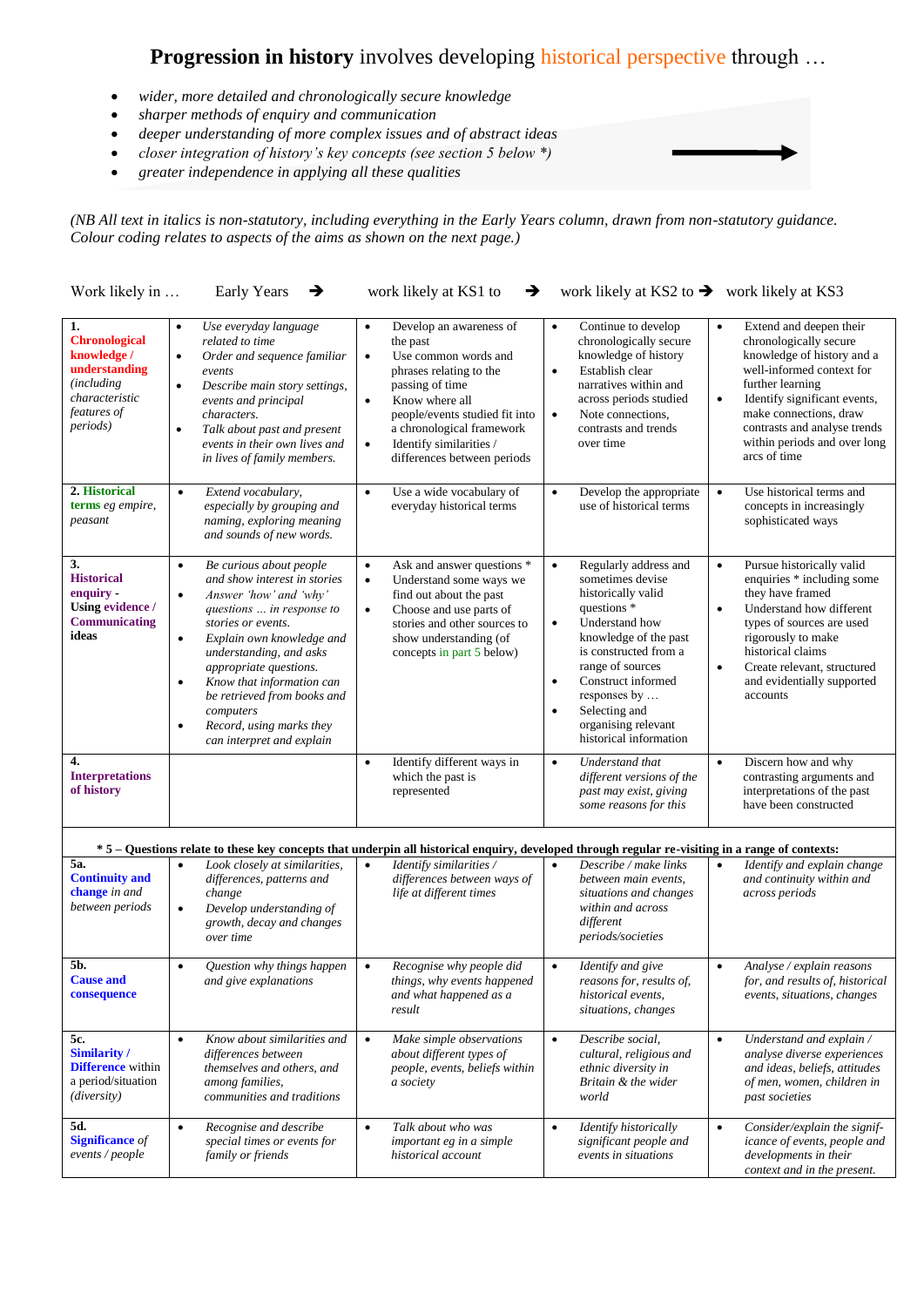# **Progression in history** involves developing historical perspective through …

- *wider, more detailed and chronologically secure knowledge*
- *sharper methods of enquiry and communication*
- *deeper understanding of more complex issues and of abstract ideas*
- *closer integration of history's key concepts (see section 5 below \*)*
- *greater independence in applying all these qualities*

*(NB All text in italics is non-statutory, including everything in the Early Years column, drawn from non-statutory guidance. Colour coding relates to aspects of the aims as shown on the next page.)*

| Work likely in … | Early Years ➔ | work likely at KS1 to ➔ | work likely at KS2 to ➔ | work likely at KS3 |
|---|---|---|---|---|
| **1. Chronological knowledge / understanding** *(including characteristic features of periods)* | • *Use everyday language related to time*<br>• *Order and sequence familiar events*<br>• *Describe main story settings, events and principal characters.*<br>• *Talk about past and present events in their own lives and in lives of family members.* | • Develop an awareness of the past<br>• Use common words and phrases relating to the passing of time<br>• Know where all people/events studied fit into a chronological framework<br>• Identify similarities / differences between periods | • Continue to develop chronologically secure knowledge of history<br>• Establish clear narratives within and across periods studied<br>• Note connections, contrasts and trends over time | • Extend and deepen their chronologically secure knowledge of history and a well-informed context for further learning<br>• Identify significant events, make connections, draw contrasts and analyse trends within periods and over long arcs of time |
| **2. Historical terms** *eg empire, peasant* | • *Extend vocabulary, especially by grouping and naming, exploring meaning and sounds of new words.* | • Use a wide vocabulary of everyday historical terms | • Develop the appropriate use of historical terms | • Use historical terms and concepts in increasingly sophisticated ways |
| **3. Historical enquiry - Using evidence / Communicating ideas** | • *Be curious about people and show interest in stories*<br>• *Answer 'how' and 'why' questions … in response to stories or events.*<br>• *Explain own knowledge and understanding, and asks appropriate questions.*<br>• *Know that information can be retrieved from books and computers*<br>• *Record, using marks they can interpret and explain* | • Ask and answer questions \*<br>• Understand some ways we find out about the past<br>• Choose and use parts of stories and other sources to show understanding (of concepts in part 5 below) | • Regularly address and sometimes devise historically valid questions \*<br>• Understand how knowledge of the past is constructed from a range of sources<br>• Construct informed responses by …<br>• Selecting and organising relevant historical information | • Pursue historically valid enquiries \* including some they have framed<br>• Understand how different types of sources are used rigorously to make historical claims<br>• Create relevant, structured and evidentially supported accounts |
| **4. Interpretations of history** | | • Identify different ways in which the past is represented | • *Understand that different versions of the past may exist, giving some reasons for this* | • Discern how and why contrasting arguments and interpretations of the past have been constructed |
| **\* 5 – Questions relate to these key concepts that underpin all historical enquiry, developed through regular re-visiting in a range of contexts:** | | | | |
| **5a. Continuity and change** *in and between periods* | • *Look closely at similarities, differences, patterns and change*<br>• *Develop understanding of growth, decay and changes over time* | • *Identify similarities / differences between ways of life at different times* | • *Describe / make links between main events, situations and changes within and across different periods/societies* | • *Identify and explain change and continuity within and across periods* |
| **5b. Cause and consequence** | • *Question why things happen and give explanations* | • *Recognise why people did things, why events happened and what happened as a result* | • *Identify and give reasons for, results of, historical events, situations, changes* | • *Analyse / explain reasons for, and results of, historical events, situations, changes* |
| **5c. Similarity / Difference** within a period/situation *(diversity)* | • *Know about similarities and differences between themselves and others, and among families, communities and traditions* | • *Make simple observations about different types of people, events, beliefs within a society* | • *Describe social, cultural, religious and ethnic diversity in Britain & the wider world* | • *Understand and explain / analyse diverse experiences and ideas, beliefs, attitudes of men, women, children in past societies* |
| **5d. Significance** *of events / people* | • *Recognise and describe special times or events for family or friends* | • *Talk about who was important eg in a simple historical account* | • *Identify historically significant people and events in situations* | • *Consider/explain the significance of events, people and developments in their context and in the present.* |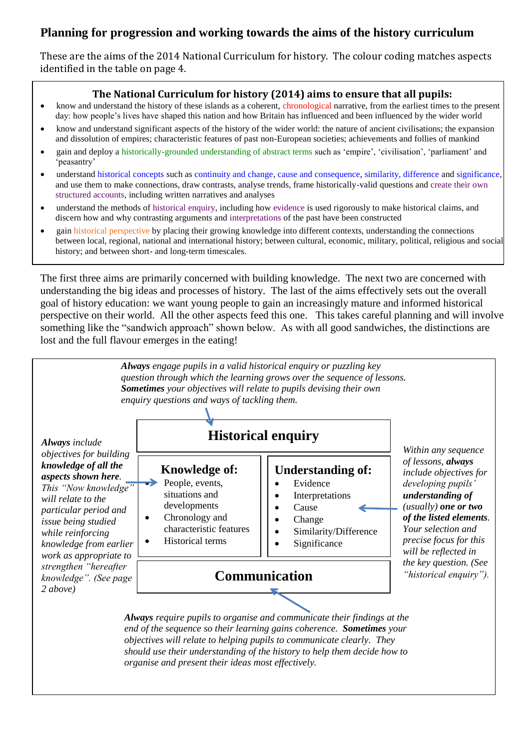# Planning for progression and working towards the aims of the history curriculum

These are the aims of the 2014 National Curriculum for history. The colour coding matches aspects identified in the table on page 4.

**The National Curriculum for history (2014) aims to ensure that all pupils:**

- know and understand the history of these islands as a coherent, chronological narrative, from the earliest times to the present day: how people's lives have shaped this nation and how Britain has influenced and been influenced by the wider world
- know and understand significant aspects of the history of the wider world: the nature of ancient civilisations; the expansion and dissolution of empires; characteristic features of past non-European societies; achievements and follies of mankind
- gain and deploy a historically-grounded understanding of abstract terms such as 'empire', 'civilisation', 'parliament' and 'peasantry'
- understand historical concepts such as continuity and change, cause and consequence, similarity, difference and significance, and use them to make connections, draw contrasts, analyse trends, frame historically-valid questions and create their own structured accounts, including written narratives and analyses
- understand the methods of historical enquiry, including how evidence is used rigorously to make historical claims, and discern how and why contrasting arguments and interpretations of the past have been constructed
- gain historical perspective by placing their growing knowledge into different contexts, understanding the connections between local, regional, national and international history; between cultural, economic, military, political, religious and social history; and between short- and long-term timescales.

The first three aims are primarily concerned with building knowledge. The next two are concerned with understanding the big ideas and processes of history. The last of the aims effectively sets out the overall goal of history education: we want young people to gain an increasingly mature and informed historical perspective on their world. All the other aspects feed this one. This takes careful planning and will involve something like the "sandwich approach" shown below. As with all good sandwiches, the distinctions are lost and the full flavour emerges in the eating!

*__Always__ engage pupils in a valid historical enquiry or puzzling key question through which the learning grows over the sequence of lessons. __Sometimes__ your objectives will relate to pupils devising their own enquiry questions and ways of tackling them.*

## Historical enquiry

*__Always__ include objectives for building __knowledge of all the aspects shown here__. This "Now knowledge" will relate to the particular period and issue being studied while reinforcing knowledge from earlier work as appropriate to strengthen "hereafter knowledge". (See page 2 above)*

**Knowledge of:**

- People, events, situations and developments
- Chronology and characteristic features
- Historical terms

**Understanding of:**

- Evidence
- Interpretations
- Cause
- Change
- Similarity/Difference
- Significance

*Within any sequence of lessons, __always__ include objectives for developing pupils' __understanding of__ (usually) __one or two of the listed elements__. Your selection and precise focus for this will be reflected in the key question. (See "historical enquiry").*

## Communication

*__Always__ require pupils to organise and communicate their findings at the end of the sequence so their learning gains coherence. __Sometimes__ your objectives will relate to helping pupils to communicate clearly. They should use their understanding of the history to help them decide how to organise and present their ideas most effectively.*